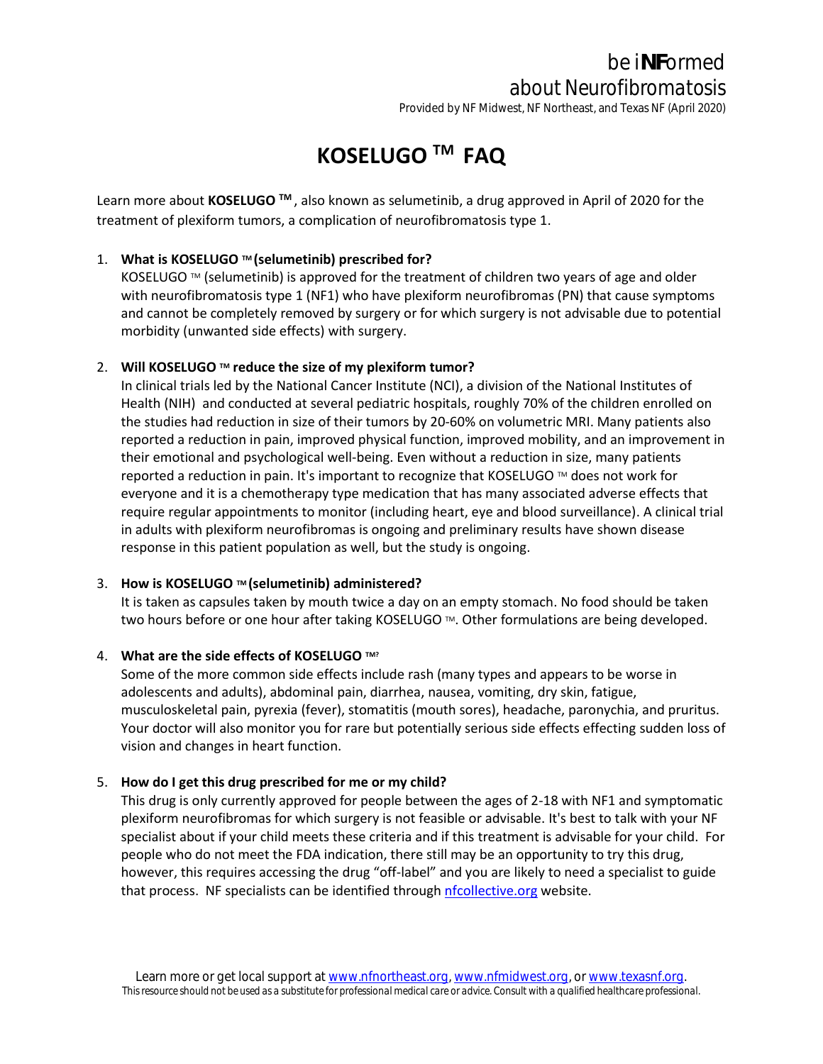be i**NF**ormed
about Neurofibromatosis
Provided by NF Midwest, NF Northeast, and Texas NF (April 2020)

# KOSELUGO ™ FAQ

Learn more about **KOSELUGO ™**, also known as selumetinib, a drug approved in April of 2020 for the treatment of plexiform tumors, a complication of neurofibromatosis type 1.

1. **What is KOSELUGO ™ (selumetinib) prescribed for?**
   KOSELUGO ™ (selumetinib) is approved for the treatment of children two years of age and older with neurofibromatosis type 1 (NF1) who have plexiform neurofibromas (PN) that cause symptoms and cannot be completely removed by surgery or for which surgery is not advisable due to potential morbidity (unwanted side effects) with surgery.

2. **Will KOSELUGO ™ reduce the size of my plexiform tumor?**
   In clinical trials led by the National Cancer Institute (NCI), a division of the National Institutes of Health (NIH) and conducted at several pediatric hospitals, roughly 70% of the children enrolled on the studies had reduction in size of their tumors by 20-60% on volumetric MRI. Many patients also reported a reduction in pain, improved physical function, improved mobility, and an improvement in their emotional and psychological well-being. Even without a reduction in size, many patients reported a reduction in pain. It's important to recognize that KOSELUGO ™ does not work for everyone and it is a chemotherapy type medication that has many associated adverse effects that require regular appointments to monitor (including heart, eye and blood surveillance). A clinical trial in adults with plexiform neurofibromas is ongoing and preliminary results have shown disease response in this patient population as well, but the study is ongoing.

3. **How is KOSELUGO ™ (selumetinib) administered?**
   It is taken as capsules taken by mouth twice a day on an empty stomach. No food should be taken two hours before or one hour after taking KOSELUGO ™. Other formulations are being developed.

4. **What are the side effects of KOSELUGO ™?**
   Some of the more common side effects include rash (many types and appears to be worse in adolescents and adults), abdominal pain, diarrhea, nausea, vomiting, dry skin, fatigue, musculoskeletal pain, pyrexia (fever), stomatitis (mouth sores), headache, paronychia, and pruritus. Your doctor will also monitor you for rare but potentially serious side effects effecting sudden loss of vision and changes in heart function.

5. **How do I get this drug prescribed for me or my child?**
   This drug is only currently approved for people between the ages of 2-18 with NF1 and symptomatic plexiform neurofibromas for which surgery is not feasible or advisable. It's best to talk with your NF specialist about if your child meets these criteria and if this treatment is advisable for your child. For people who do not meet the FDA indication, there still may be an opportunity to try this drug, however, this requires accessing the drug "off-label" and you are likely to need a specialist to guide that process. NF specialists can be identified through [nfcollective.org](nfcollective.org) website.

Learn more or get local support at [www.nfnortheast.org](www.nfnortheast.org), [www.nfmidwest.org](www.nfmidwest.org), or [www.texasnf.org](www.texasnf.org).
*This resource should not be used as a substitute for professional medical care or advice. Consult with a qualified healthcare professional.*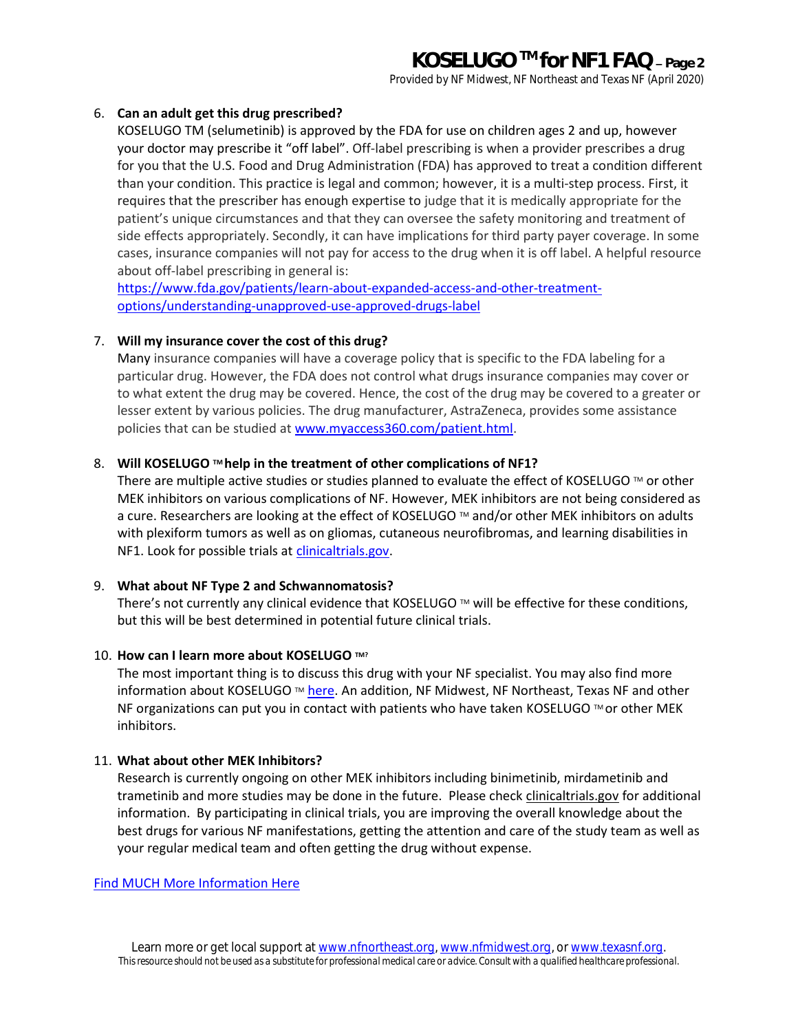6. **Can an adult get this drug prescribed?**
   KOSELUGO TM (selumetinib) is approved by the FDA for use on children ages 2 and up, however your doctor may prescribe it "off label". Off-label prescribing is when a provider prescribes a drug for you that the U.S. Food and Drug Administration (FDA) has approved to treat a condition different than your condition. This practice is legal and common; however, it is a multi-step process. First, it requires that the prescriber has enough expertise to judge that it is medically appropriate for the patient's unique circumstances and that they can oversee the safety monitoring and treatment of side effects appropriately. Secondly, it can have implications for third party payer coverage. In some cases, insurance companies will not pay for access to the drug when it is off label. A helpful resource about off-label prescribing in general is:
   https://www.fda.gov/patients/learn-about-expanded-access-and-other-treatment-options/understanding-unapproved-use-approved-drugs-label

7. **Will my insurance cover the cost of this drug?**
   Many insurance companies will have a coverage policy that is specific to the FDA labeling for a particular drug. However, the FDA does not control what drugs insurance companies may cover or to what extent the drug may be covered. Hence, the cost of the drug may be covered to a greater or lesser extent by various policies. The drug manufacturer, AstraZeneca, provides some assistance policies that can be studied at www.myaccess360.com/patient.html.

8. **Will KOSELUGO ™ help in the treatment of other complications of NF1?**
   There are multiple active studies or studies planned to evaluate the effect of KOSELUGO ™ or other MEK inhibitors on various complications of NF. However, MEK inhibitors are not being considered as a cure. Researchers are looking at the effect of KOSELUGO ™ and/or other MEK inhibitors on adults with plexiform tumors as well as on gliomas, cutaneous neurofibromas, and learning disabilities in NF1. Look for possible trials at clinicaltrials.gov.

9. **What about NF Type 2 and Schwannomatosis?**
   There's not currently any clinical evidence that KOSELUGO ™ will be effective for these conditions, but this will be best determined in potential future clinical trials.

10. **How can I learn more about KOSELUGO ™?**
    The most important thing is to discuss this drug with your NF specialist. You may also find more information about KOSELUGO ™ here. An addition, NF Midwest, NF Northeast, Texas NF and other NF organizations can put you in contact with patients who have taken KOSELUGO ™ or other MEK inhibitors.

11. **What about other MEK Inhibitors?**
    Research is currently ongoing on other MEK inhibitors including binimetinib, mirdametinib and trametinib and more studies may be done in the future. Please check clinicaltrials.gov for additional information. By participating in clinical trials, you are improving the overall knowledge about the best drugs for various NF manifestations, getting the attention and care of the study team as well as your regular medical team and often getting the drug without expense.

Find MUCH More Information Here

Learn more or get local support at www.nfnortheast.org, www.nfmidwest.org, or www.texasnf.org.
This resource should not be used as a substitute for professional medical care or advice. Consult with a qualified healthcare professional.